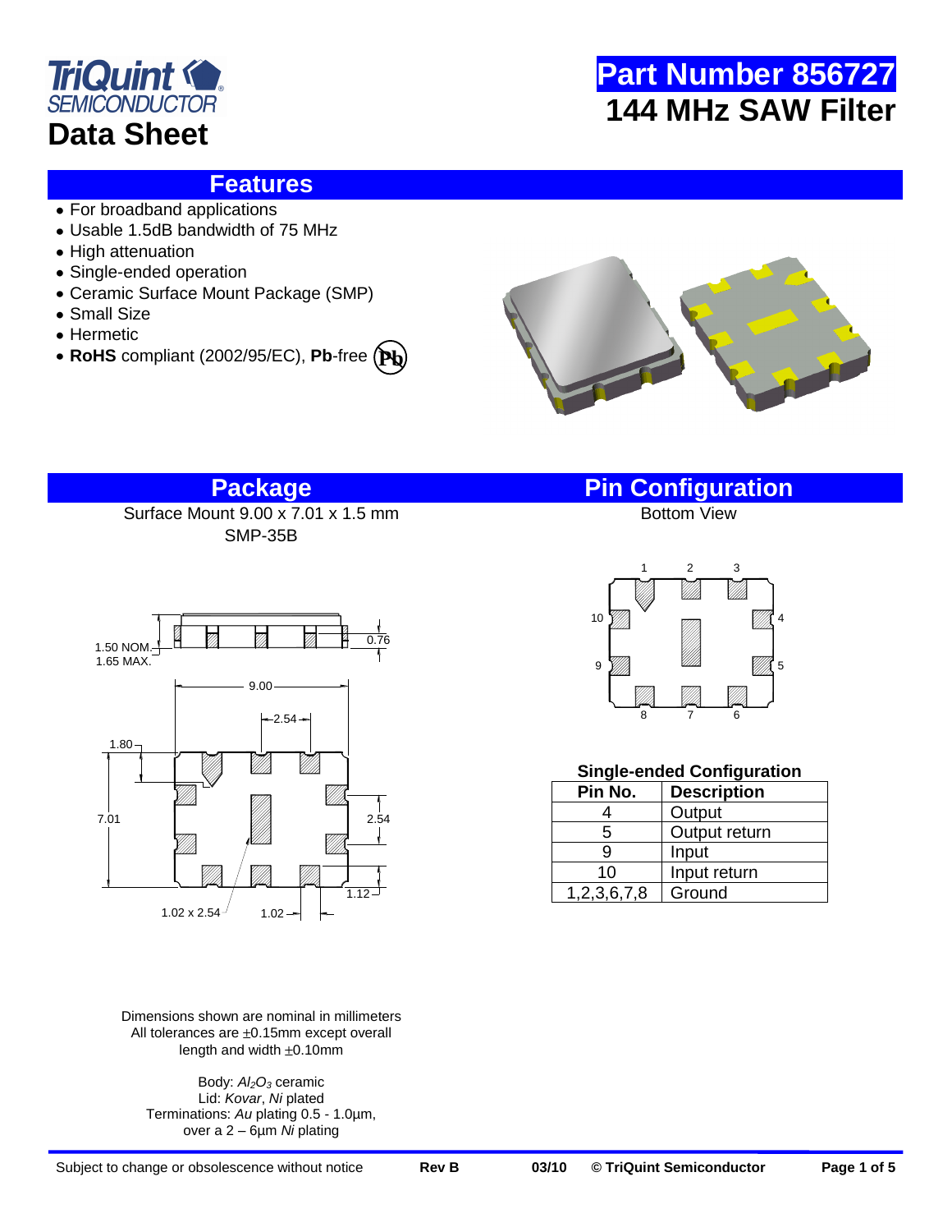TriQuint SEMICONDUCTOR

# Data Sheet

# Part Number 856727

# 144 MHz SAW Filter

## Features

- For broadband applications
- Usable 1.5dB bandwidth of 75 MHz
- High attenuation
- Single-ended operation
- Ceramic Surface Mount Package (SMP)
- Small Size
- Hermetic
- **RoHS** compliant (2002/95/EC), **Pb**-free

## Package

Surface Mount 9.00 x 7.01 x 1.5 mm
SMP-35B

Dimensions shown are nominal in millimeters
All tolerances are ±0.15mm except overall length and width ±0.10mm

Body: *$Al_2O_3$* ceramic
Lid: *Kovar*, *Ni* plated
Terminations: *Au* plating 0.5 - 1.0µm, over a 2 – 6µm *Ni* plating

## Pin Configuration

Bottom View

**Single-ended Configuration**

| Pin No. | Description |
|---|---|
| 4 | Output |
| 5 | Output return |
| 9 | Input |
| 10 | Input return |
| 1,2,3,6,7,8 | Ground |

Subject to change or obsolescence without notice | Rev B | 03/10 | © TriQuint Semiconductor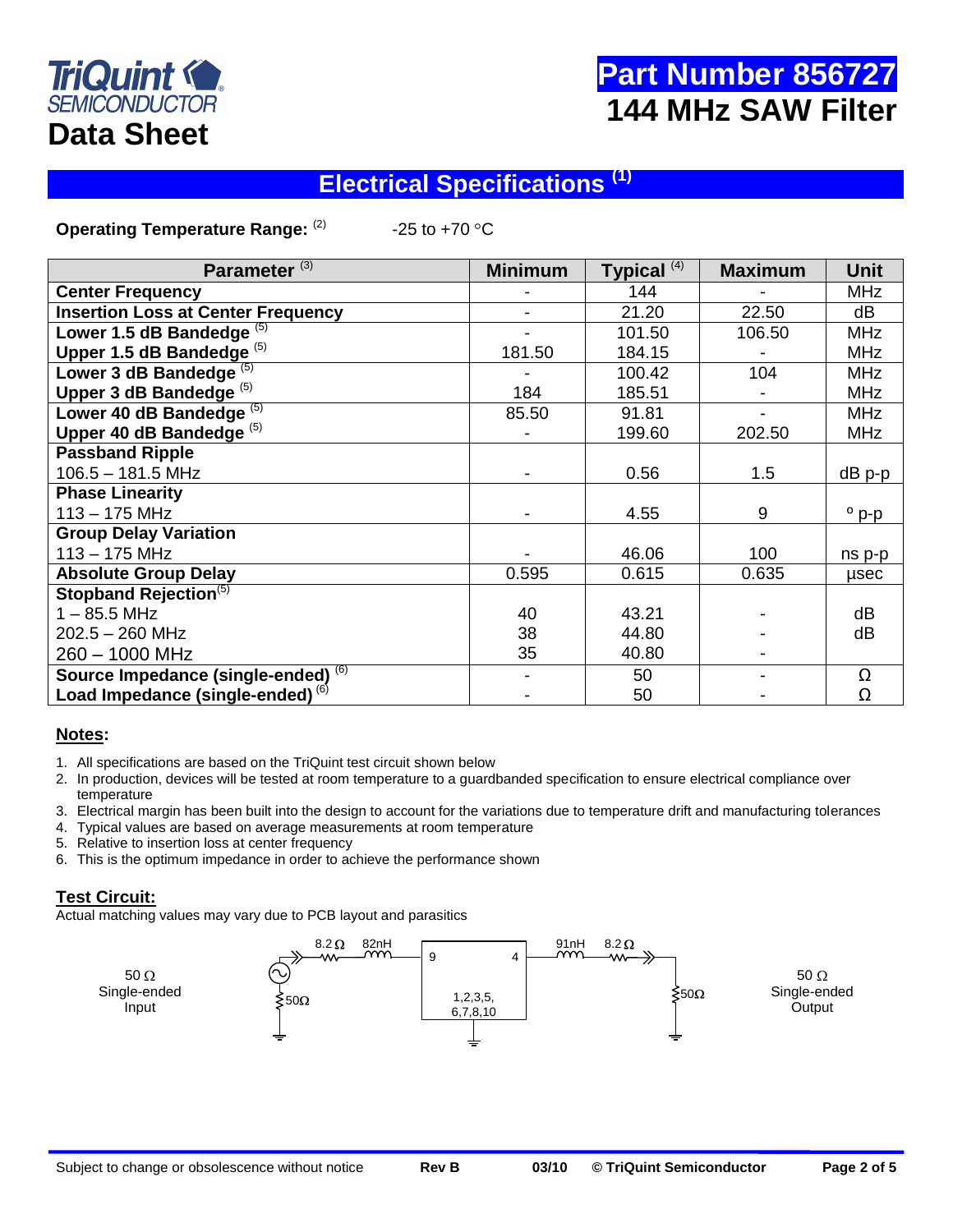# Part Number 856727
## 144 MHz SAW Filter

**Data Sheet**

## Electrical Specifications [1]

**Operating Temperature Range:** [2] -25 to +70 °C

| Parameter [3] | Minimum | Typical [4] | Maximum | Unit |
|---|---|---|---|---|
| **Center Frequency** | - | 144 | - | MHz |
| **Insertion Loss at Center Frequency** | - | 21.20 | 22.50 | dB |
| **Lower 1.5 dB Bandedge** [5] | - | 101.50 | 106.50 | MHz |
| **Upper 1.5 dB Bandedge** [5] | 181.50 | 184.15 | - | MHz |
| **Lower 3 dB Bandedge** [5] | - | 100.42 | 104 | MHz |
| **Upper 3 dB Bandedge** [5] | 184 | 185.51 | - | MHz |
| **Lower 40 dB Bandedge** [5] | 85.50 | 91.81 | - | MHz |
| **Upper 40 dB Bandedge** [5] | - | 199.60 | 202.50 | MHz |
| **Passband Ripple** | | | | |
| 106.5 – 181.5 MHz | - | 0.56 | 1.5 | dB p-p |
| **Phase Linearity** | | | | |
| 113 – 175 MHz | - | 4.55 | 9 | ° p-p |
| **Group Delay Variation** | | | | |
| 113 – 175 MHz | - | 46.06 | 100 | ns p-p |
| **Absolute Group Delay** | 0.595 | 0.615 | 0.635 | µsec |
| **Stopband Rejection** [5] | | | | |
| 1 – 85.5 MHz | 40 | 43.21 | - | dB |
| 202.5 – 260 MHz | 38 | 44.80 | - | dB |
| 260 – 1000 MHz | 35 | 40.80 | - | |
| **Source Impedance (single-ended)** [6] | - | 50 | - | Ω |
| **Load Impedance (single-ended)** [6] | - | 50 | - | Ω |

### Notes:

1. All specifications are based on the TriQuint test circuit shown below
2. In production, devices will be tested at room temperature to a guardbanded specification to ensure electrical compliance over temperature
3. Electrical margin has been built into the design to account for the variations due to temperature drift and manufacturing tolerances
4. Typical values are based on average measurements at room temperature
5. Relative to insertion loss at center frequency
6. This is the optimum impedance in order to achieve the performance shown

### Test Circuit:

Actual matching values may vary due to PCB layout and parasitics

50 Ω Single-ended Input — 50Ω — 8.2 Ω — 82nH — 9 [1,2,3,5, 6,7,8,10] 4 — 91nH — 8.2 Ω — 50Ω — 50 Ω Single-ended Output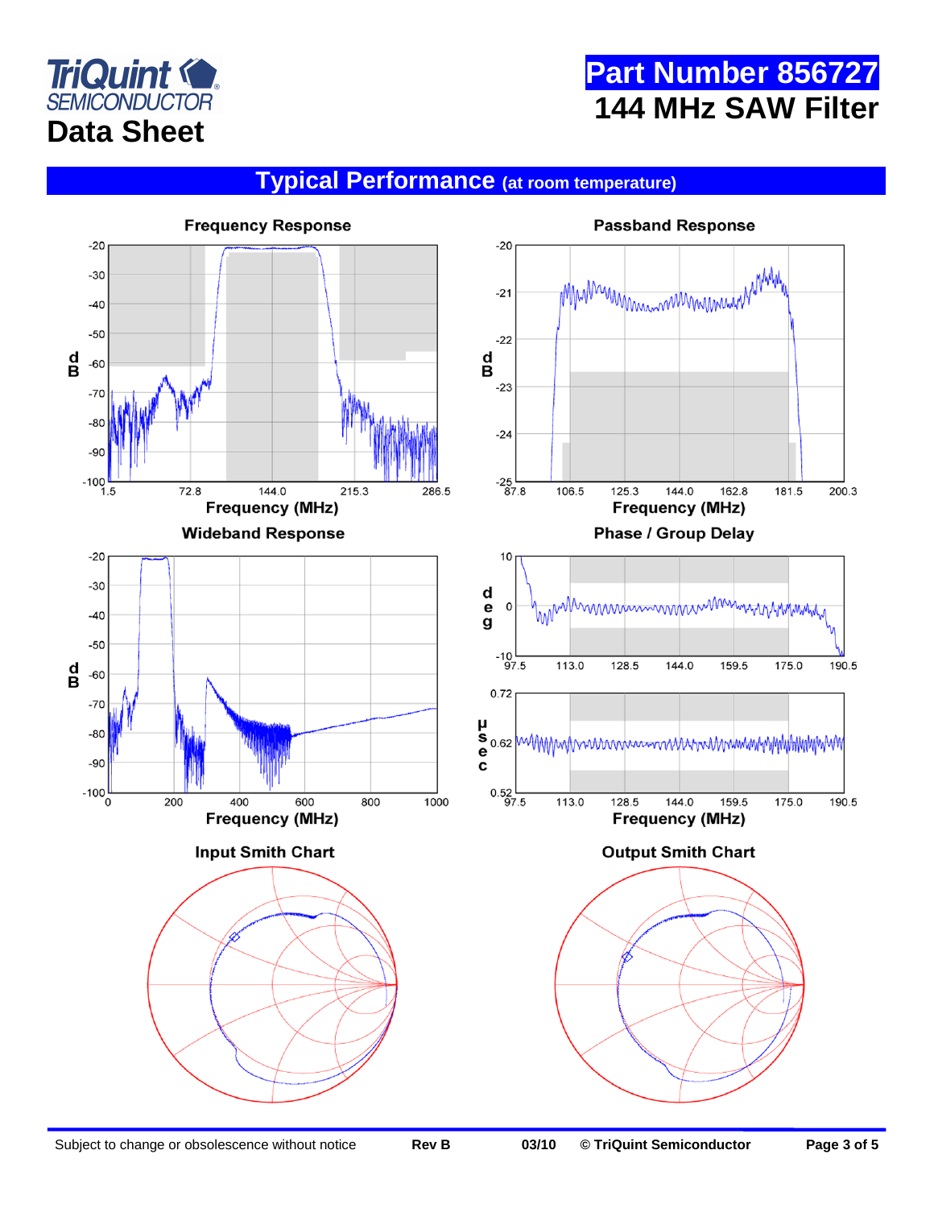## Typical Performance (at room temperature)

Frequency Response

Passband Response

Wideband Response

Phase / Group Delay

Input Smith Chart

Output Smith Chart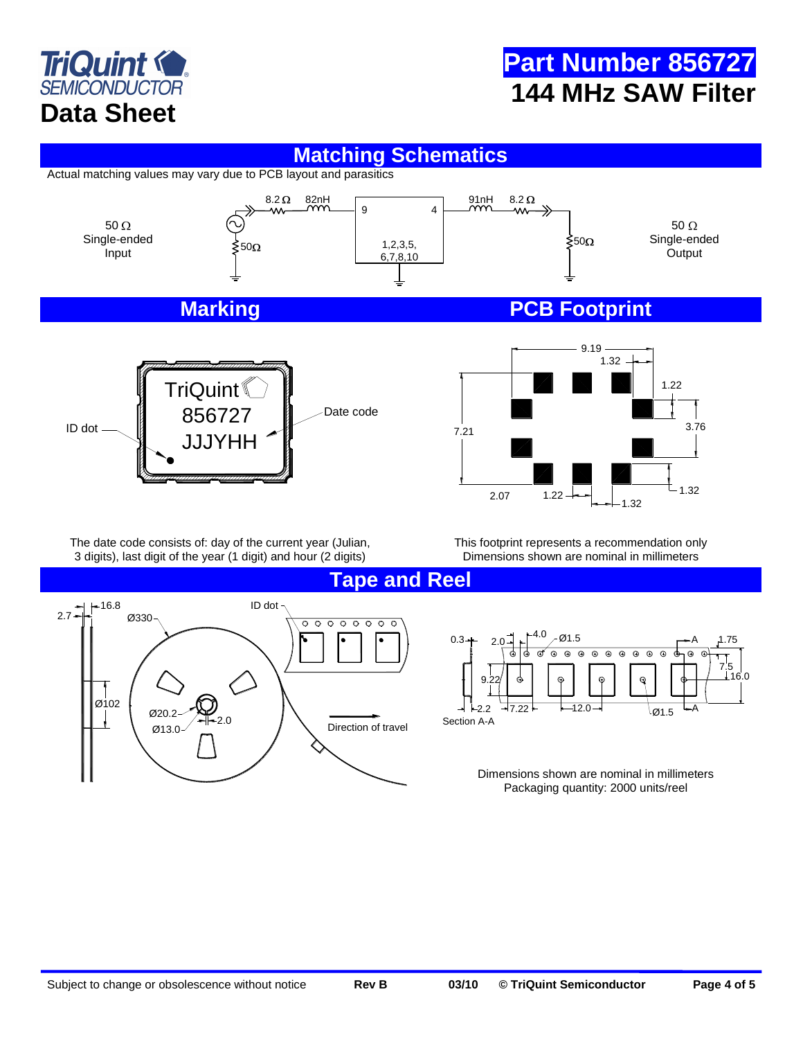# Part Number 856727

# 144 MHz SAW Filter

## Matching Schematics

Actual matching values may vary due to PCB layout and parasitics

50 Ω Single-ended Input

8.2 Ω 82nH 9 4 91nH 8.2 Ω

50Ω 1,2,3,5, 6,7,8,10 50Ω

50 Ω Single-ended Output

## Marking

TriQuint
856727
JJJYHH

ID dot — Date code

The date code consists of: day of the current year (Julian, 3 digits), last digit of the year (1 digit) and hour (2 digits)

## PCB Footprint

9.19, 1.32, 1.22, 3.76, 7.21, 1.32, 2.07, 1.22, 1.32

This footprint represents a recommendation only
Dimensions shown are nominal in millimeters

## Tape and Reel

2.7, 16.8, Ø330, Ø102, Ø20.2, Ø13.0, 2.0, ID dot, Direction of travel

0.3, 2.0, 4.0, Ø1.5, A, 1.75, 9.22, 7.5, 16.0, 2.2, 7.22, 12.0, Ø1.5, A, Section A-A

Dimensions shown are nominal in millimeters
Packaging quantity: 2000 units/reel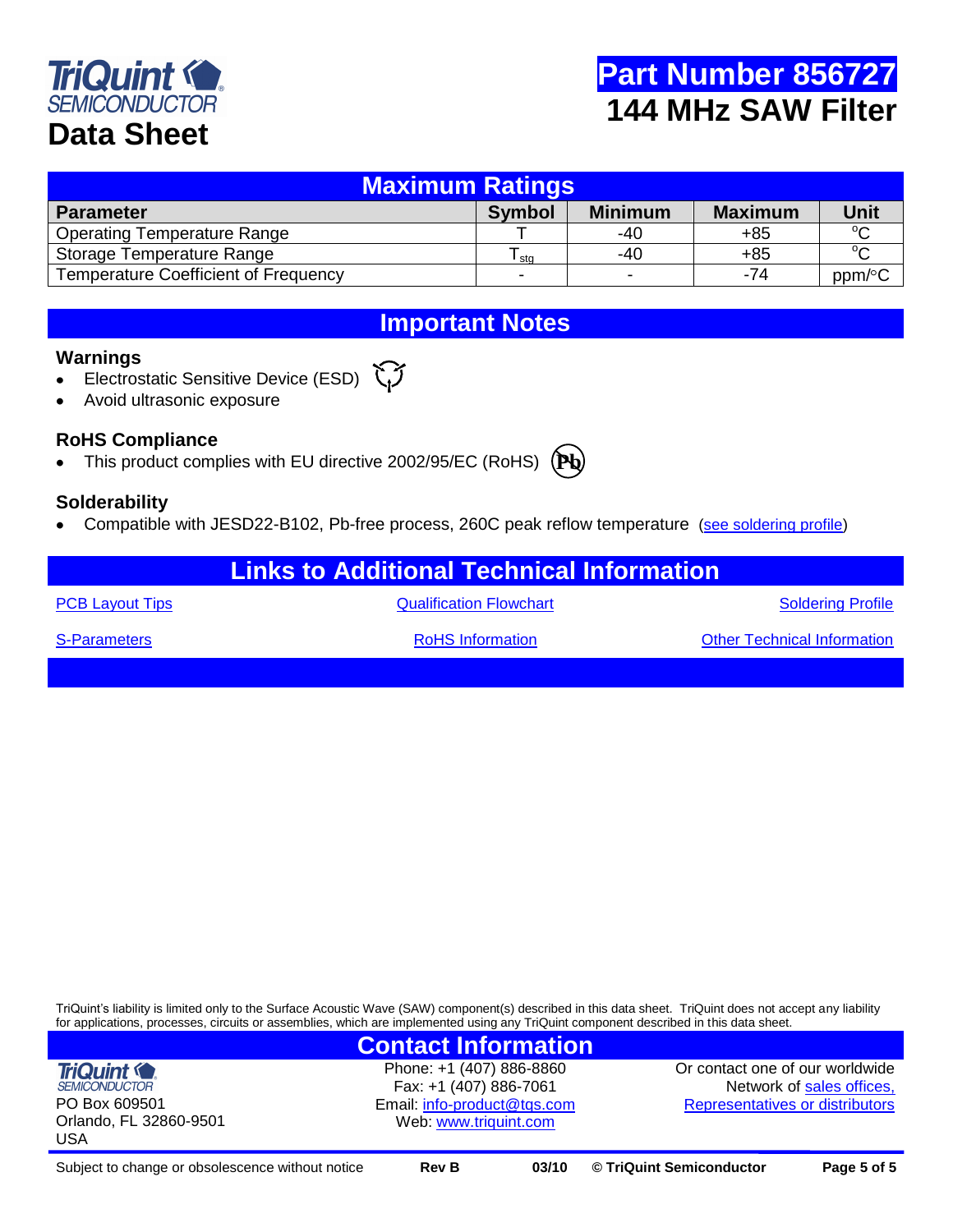**TriQuint SEMICONDUCTOR**

# Data Sheet

# Part Number 856727
# 144 MHz SAW Filter

## Maximum Ratings

| Parameter | Symbol | Minimum | Maximum | Unit |
|---|---|---|---|---|
| Operating Temperature Range | T | -40 | +85 | °C |
| Storage Temperature Range | $T_{stg}$ | -40 | +85 | °C |
| Temperature Coefficient of Frequency | - | - | -74 | ppm/°C |

## Important Notes

### Warnings

- Electrostatic Sensitive Device (ESD)
- Avoid ultrasonic exposure

### RoHS Compliance

- This product complies with EU directive 2002/95/EC (RoHS)

### Solderability

- Compatible with JESD22-B102, Pb-free process, 260C peak reflow temperature (see soldering profile)

## Links to Additional Technical Information

| | | |
|---|---|---|
| PCB Layout Tips | Qualification Flowchart | Soldering Profile |
| S-Parameters | RoHS Information | Other Technical Information |

TriQuint's liability is limited only to the Surface Acoustic Wave (SAW) component(s) described in this data sheet. TriQuint does not accept any liability for applications, processes, circuits or assemblies, which are implemented using any TriQuint component described in this data sheet.

## Contact Information

TriQuint SEMICONDUCTOR
PO Box 609501
Orlando, FL 32860-9501
USA

Phone: +1 (407) 886-8860
Fax: +1 (407) 886-7061
Email: info-product@tqs.com
Web: www.triquint.com

Or contact one of our worldwide Network of sales offices, Representatives or distributors

Subject to change or obsolescence without notice | Rev B | 03/10 | © TriQuint Semiconductor